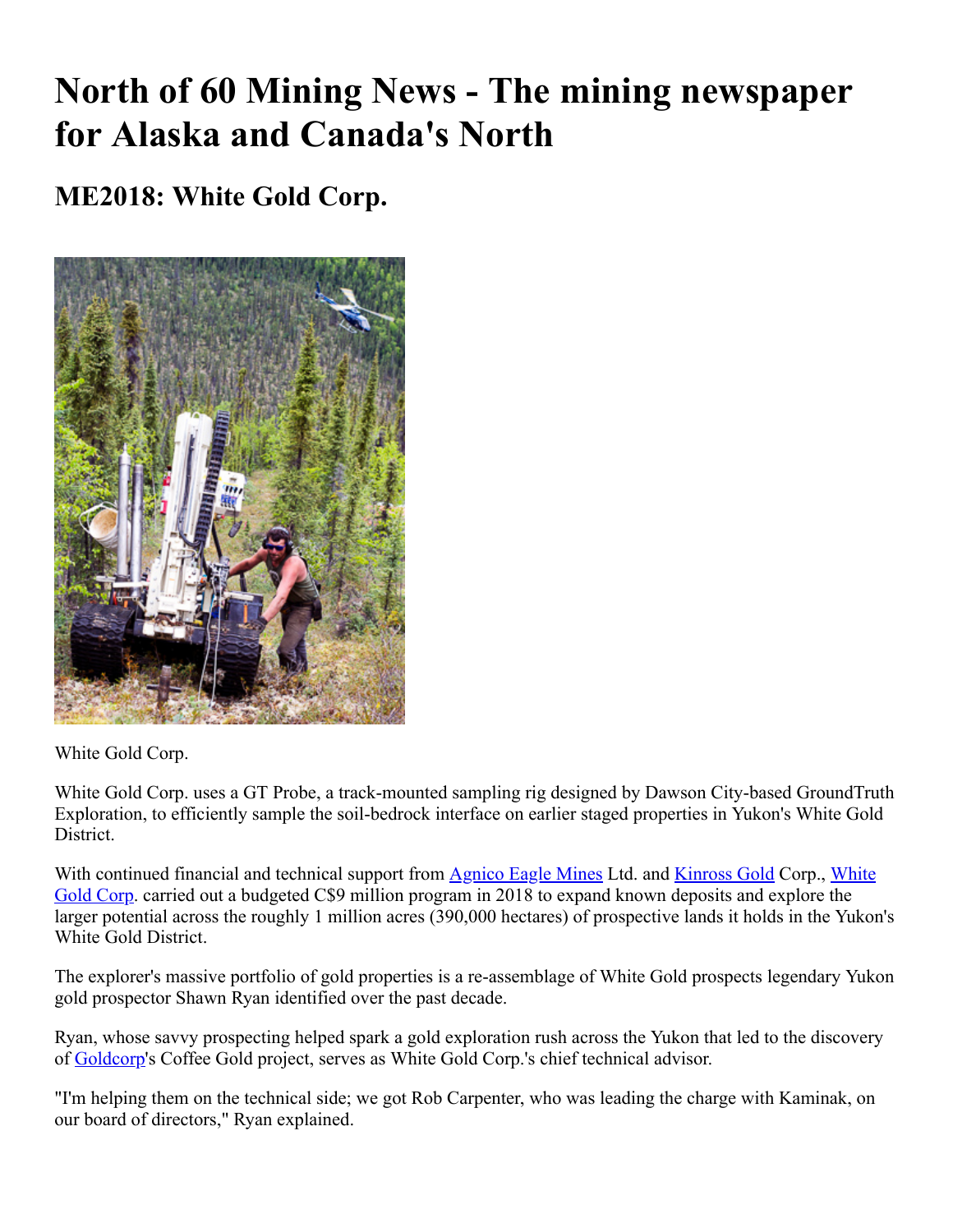# North of 60 Mining News - The mining newspaper for Alaska and Canada's North

## ME2018: White Gold Corp.

White Gold Corp.

White Gold Corp. uses a GT Probe, a track-mounted sampling rig designed by Dawson City-based GroundTruth Exploration, to efficiently sample the soil-bedrock interface on earlier staged properties in Yukon's White Gold District.

With continued financial and technical support from Agnico Eagle Mines Ltd. and Kinross Gold Corp., White Gold Corp. carried out a budgeted C$9 million program in 2018 to expand known deposits and explore the larger potential across the roughly 1 million acres (390,000 hectares) of prospective lands it holds in the Yukon's White Gold District.

The explorer's massive portfolio of gold properties is a re-assemblage of White Gold prospects legendary Yukon gold prospector Shawn Ryan identified over the past decade.

Ryan, whose savvy prospecting helped spark a gold exploration rush across the Yukon that led to the discovery of Goldcorp's Coffee Gold project, serves as White Gold Corp.'s chief technical advisor.

"I'm helping them on the technical side; we got Rob Carpenter, who was leading the charge with Kaminak, on our board of directors," Ryan explained.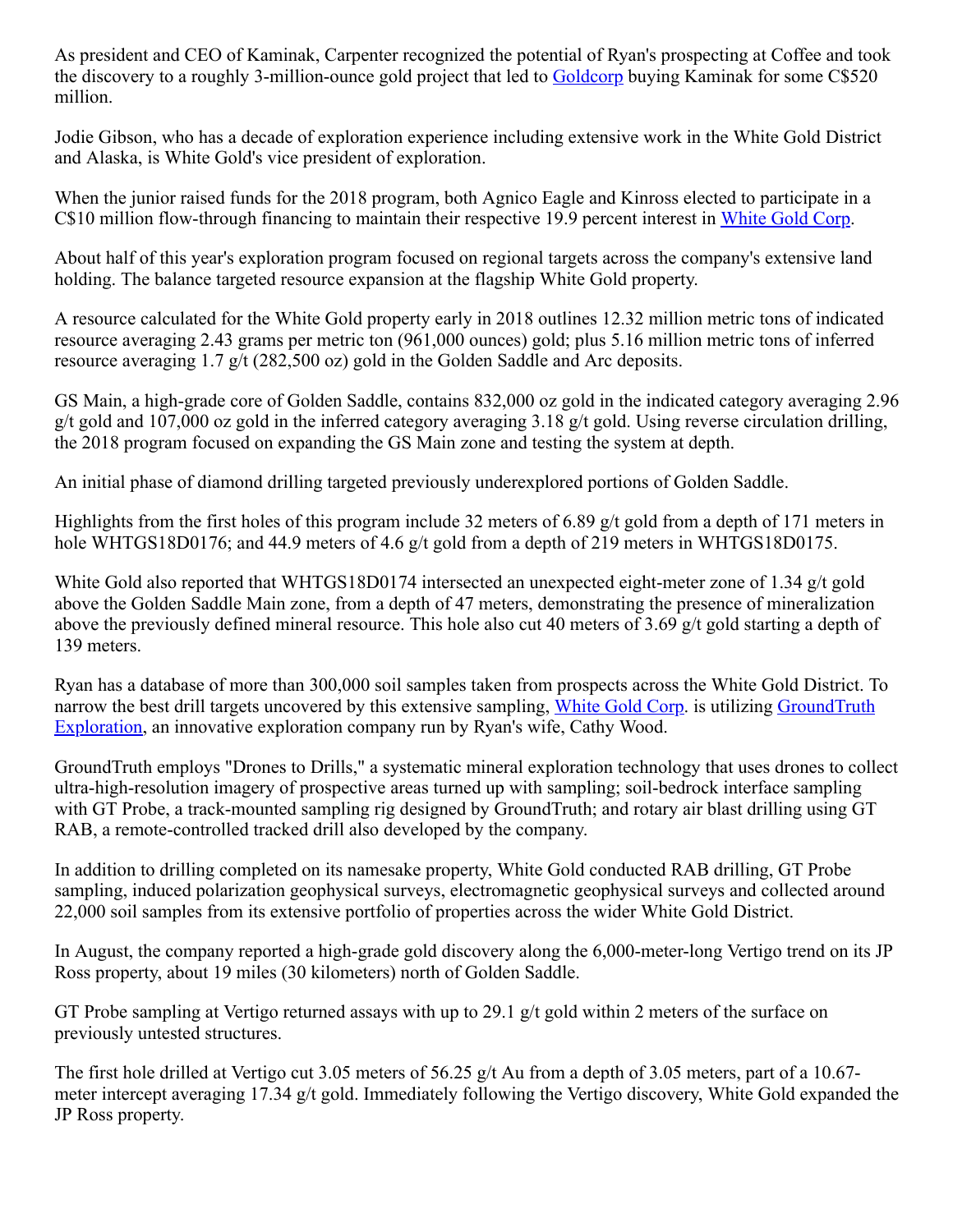As president and CEO of Kaminak, Carpenter recognized the potential of Ryan's prospecting at Coffee and took the discovery to a roughly 3-million-ounce gold project that led to Goldcorp buying Kaminak for some C$520 million.

Jodie Gibson, who has a decade of exploration experience including extensive work in the White Gold District and Alaska, is White Gold's vice president of exploration.

When the junior raised funds for the 2018 program, both Agnico Eagle and Kinross elected to participate in a C$10 million flow-through financing to maintain their respective 19.9 percent interest in White Gold Corp.

About half of this year's exploration program focused on regional targets across the company's extensive land holding. The balance targeted resource expansion at the flagship White Gold property.

A resource calculated for the White Gold property early in 2018 outlines 12.32 million metric tons of indicated resource averaging 2.43 grams per metric ton (961,000 ounces) gold; plus 5.16 million metric tons of inferred resource averaging 1.7 g/t (282,500 oz) gold in the Golden Saddle and Arc deposits.

GS Main, a high-grade core of Golden Saddle, contains 832,000 oz gold in the indicated category averaging 2.96 g/t gold and 107,000 oz gold in the inferred category averaging 3.18 g/t gold. Using reverse circulation drilling, the 2018 program focused on expanding the GS Main zone and testing the system at depth.

An initial phase of diamond drilling targeted previously underexplored portions of Golden Saddle.

Highlights from the first holes of this program include 32 meters of 6.89 g/t gold from a depth of 171 meters in hole WHTGS18D0176; and 44.9 meters of 4.6 g/t gold from a depth of 219 meters in WHTGS18D0175.

White Gold also reported that WHTGS18D0174 intersected an unexpected eight-meter zone of 1.34 g/t gold above the Golden Saddle Main zone, from a depth of 47 meters, demonstrating the presence of mineralization above the previously defined mineral resource. This hole also cut 40 meters of 3.69 g/t gold starting a depth of 139 meters.

Ryan has a database of more than 300,000 soil samples taken from prospects across the White Gold District. To narrow the best drill targets uncovered by this extensive sampling, White Gold Corp. is utilizing GroundTruth Exploration, an innovative exploration company run by Ryan's wife, Cathy Wood.

GroundTruth employs "Drones to Drills," a systematic mineral exploration technology that uses drones to collect ultra-high-resolution imagery of prospective areas turned up with sampling; soil-bedrock interface sampling with GT Probe, a track-mounted sampling rig designed by GroundTruth; and rotary air blast drilling using GT RAB, a remote-controlled tracked drill also developed by the company.

In addition to drilling completed on its namesake property, White Gold conducted RAB drilling, GT Probe sampling, induced polarization geophysical surveys, electromagnetic geophysical surveys and collected around 22,000 soil samples from its extensive portfolio of properties across the wider White Gold District.

In August, the company reported a high-grade gold discovery along the 6,000-meter-long Vertigo trend on its JP Ross property, about 19 miles (30 kilometers) north of Golden Saddle.

GT Probe sampling at Vertigo returned assays with up to 29.1 g/t gold within 2 meters of the surface on previously untested structures.

The first hole drilled at Vertigo cut 3.05 meters of 56.25 g/t Au from a depth of 3.05 meters, part of a 10.67-meter intercept averaging 17.34 g/t gold. Immediately following the Vertigo discovery, White Gold expanded the JP Ross property.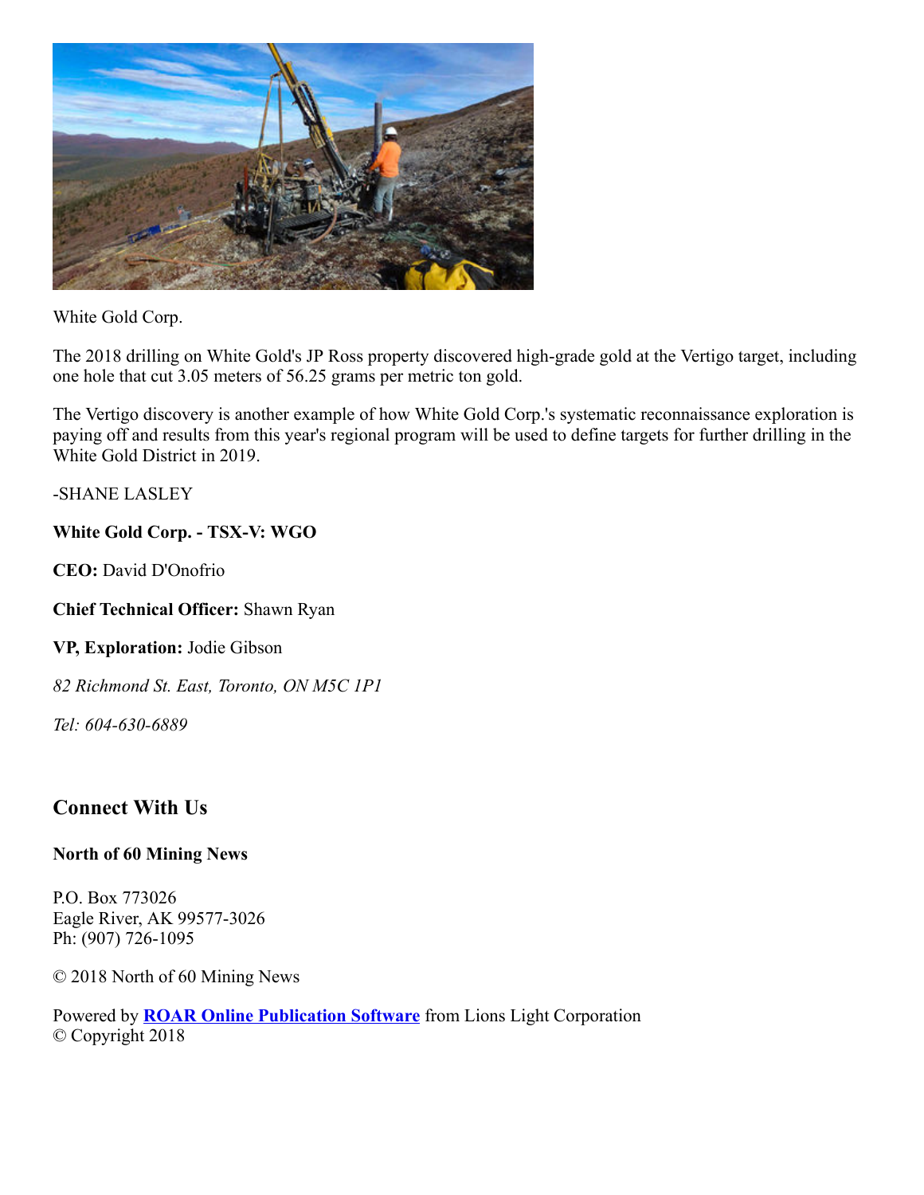White Gold Corp.

The 2018 drilling on White Gold's JP Ross property discovered high-grade gold at the Vertigo target, including one hole that cut 3.05 meters of 56.25 grams per metric ton gold.

The Vertigo discovery is another example of how White Gold Corp.'s systematic reconnaissance exploration is paying off and results from this year's regional program will be used to define targets for further drilling in the White Gold District in 2019.

-SHANE LASLEY

**White Gold Corp. - TSX-V: WGO**

**CEO:** David D'Onofrio

**Chief Technical Officer:** Shawn Ryan

**VP, Exploration:** Jodie Gibson

*82 Richmond St. East, Toronto, ON M5C 1P1*

*Tel: 604-630-6889*

## Connect With Us

**North of 60 Mining News**

P.O. Box 773026
Eagle River, AK 99577-3026
Ph: (907) 726-1095

© 2018 North of 60 Mining News

Powered by **ROAR Online Publication Software** from Lions Light Corporation
© Copyright 2018